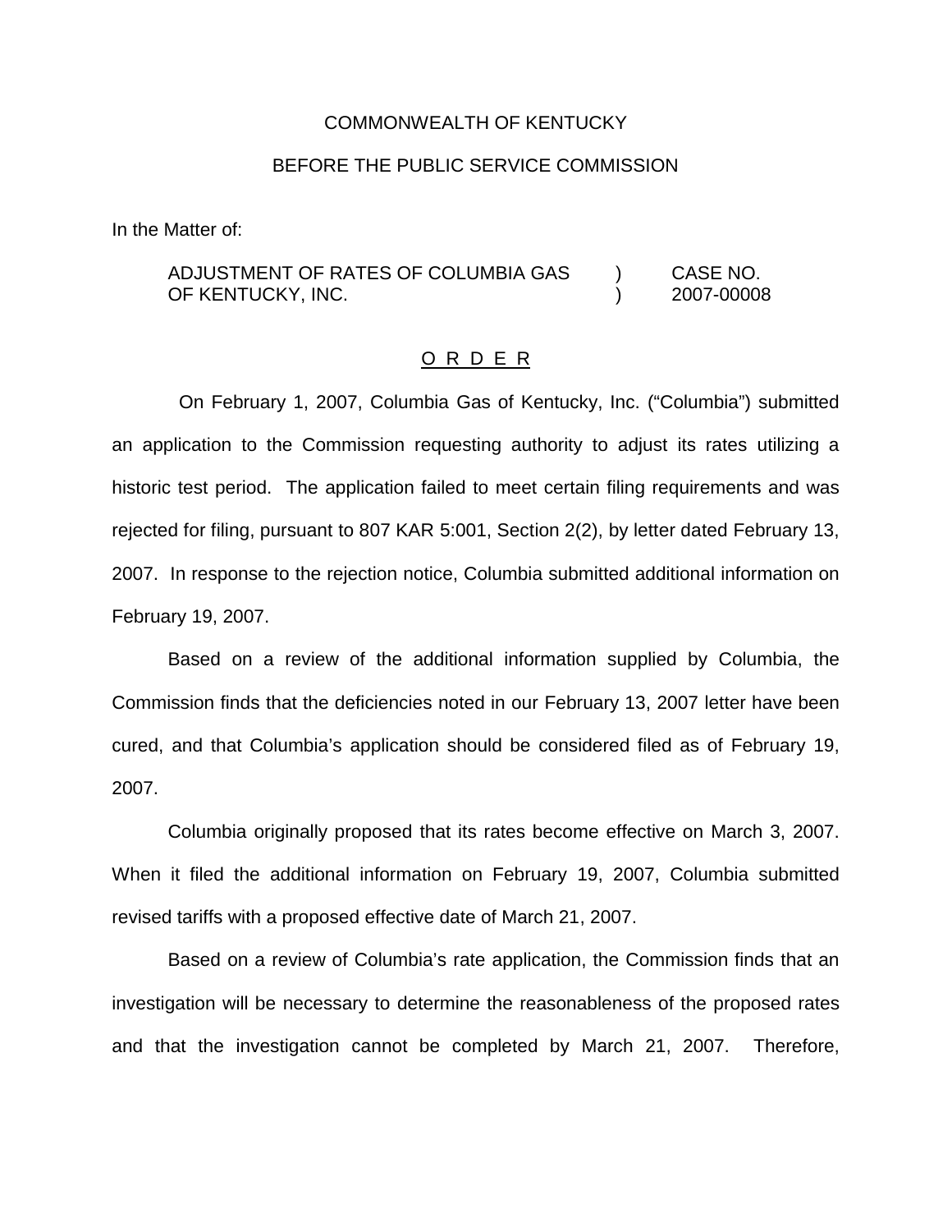COMMONWEALTH OF KENTUCKY

BEFORE THE PUBLIC SERVICE COMMISSION

In the Matter of:

| | | |
|---|---|---|
| ADJUSTMENT OF RATES OF COLUMBIA GAS OF KENTUCKY, INC. | ) ) | CASE NO. 2007-00008 |

## O R D E R

On February 1, 2007, Columbia Gas of Kentucky, Inc. ("Columbia") submitted an application to the Commission requesting authority to adjust its rates utilizing a historic test period. The application failed to meet certain filing requirements and was rejected for filing, pursuant to 807 KAR 5:001, Section 2(2), by letter dated February 13, 2007. In response to the rejection notice, Columbia submitted additional information on February 19, 2007.

Based on a review of the additional information supplied by Columbia, the Commission finds that the deficiencies noted in our February 13, 2007 letter have been cured, and that Columbia's application should be considered filed as of February 19, 2007.

Columbia originally proposed that its rates become effective on March 3, 2007. When it filed the additional information on February 19, 2007, Columbia submitted revised tariffs with a proposed effective date of March 21, 2007.

Based on a review of Columbia's rate application, the Commission finds that an investigation will be necessary to determine the reasonableness of the proposed rates and that the investigation cannot be completed by March 21, 2007. Therefore,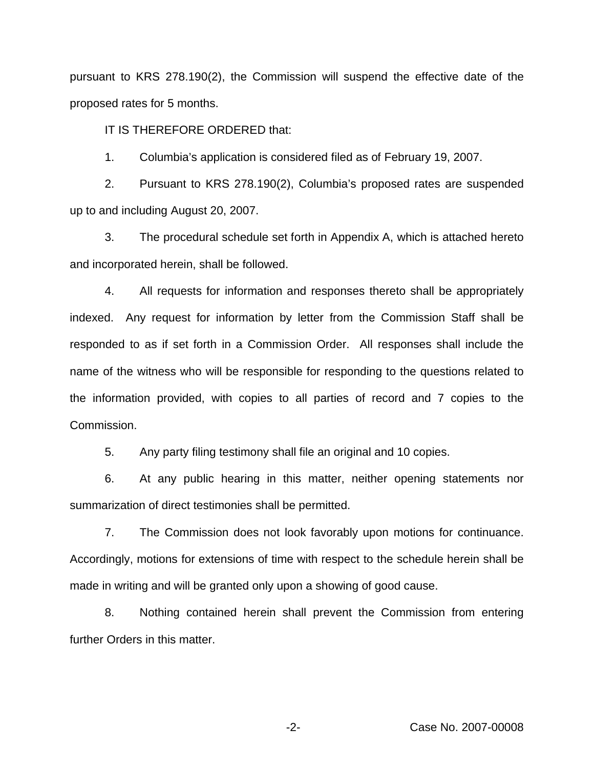pursuant to KRS 278.190(2), the Commission will suspend the effective date of the proposed rates for 5 months.

IT IS THEREFORE ORDERED that:

1. Columbia's application is considered filed as of February 19, 2007.

2. Pursuant to KRS 278.190(2), Columbia's proposed rates are suspended up to and including August 20, 2007.

3. The procedural schedule set forth in Appendix A, which is attached hereto and incorporated herein, shall be followed.

4. All requests for information and responses thereto shall be appropriately indexed. Any request for information by letter from the Commission Staff shall be responded to as if set forth in a Commission Order. All responses shall include the name of the witness who will be responsible for responding to the questions related to the information provided, with copies to all parties of record and 7 copies to the Commission.

5. Any party filing testimony shall file an original and 10 copies.

6. At any public hearing in this matter, neither opening statements nor summarization of direct testimonies shall be permitted.

7. The Commission does not look favorably upon motions for continuance. Accordingly, motions for extensions of time with respect to the schedule herein shall be made in writing and will be granted only upon a showing of good cause.

8. Nothing contained herein shall prevent the Commission from entering further Orders in this matter.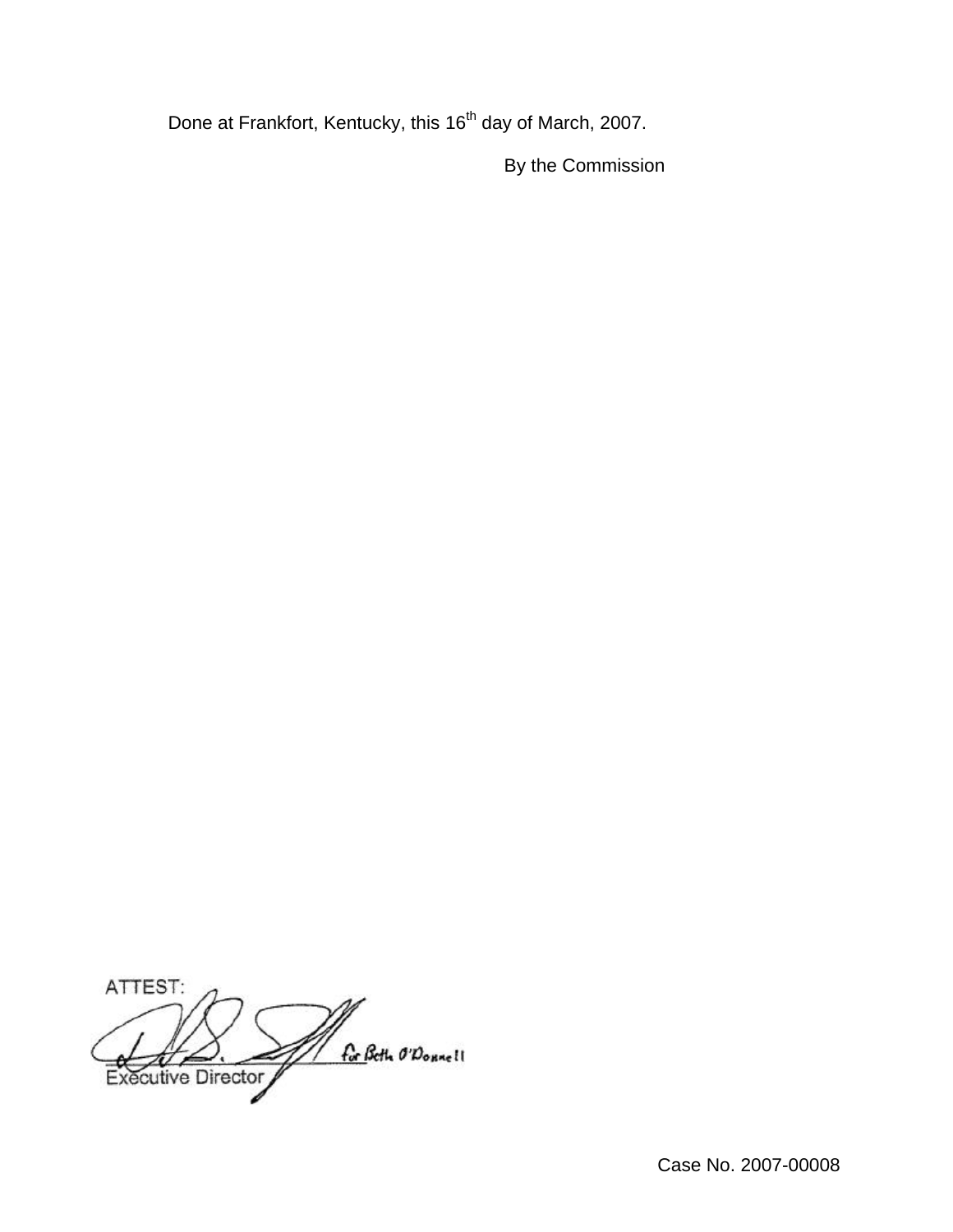Done at Frankfort, Kentucky, this 16th day of March, 2007.

By the Commission

ATTEST:

for Beth O'Donnell

Executive Director

Case No. 2007-00008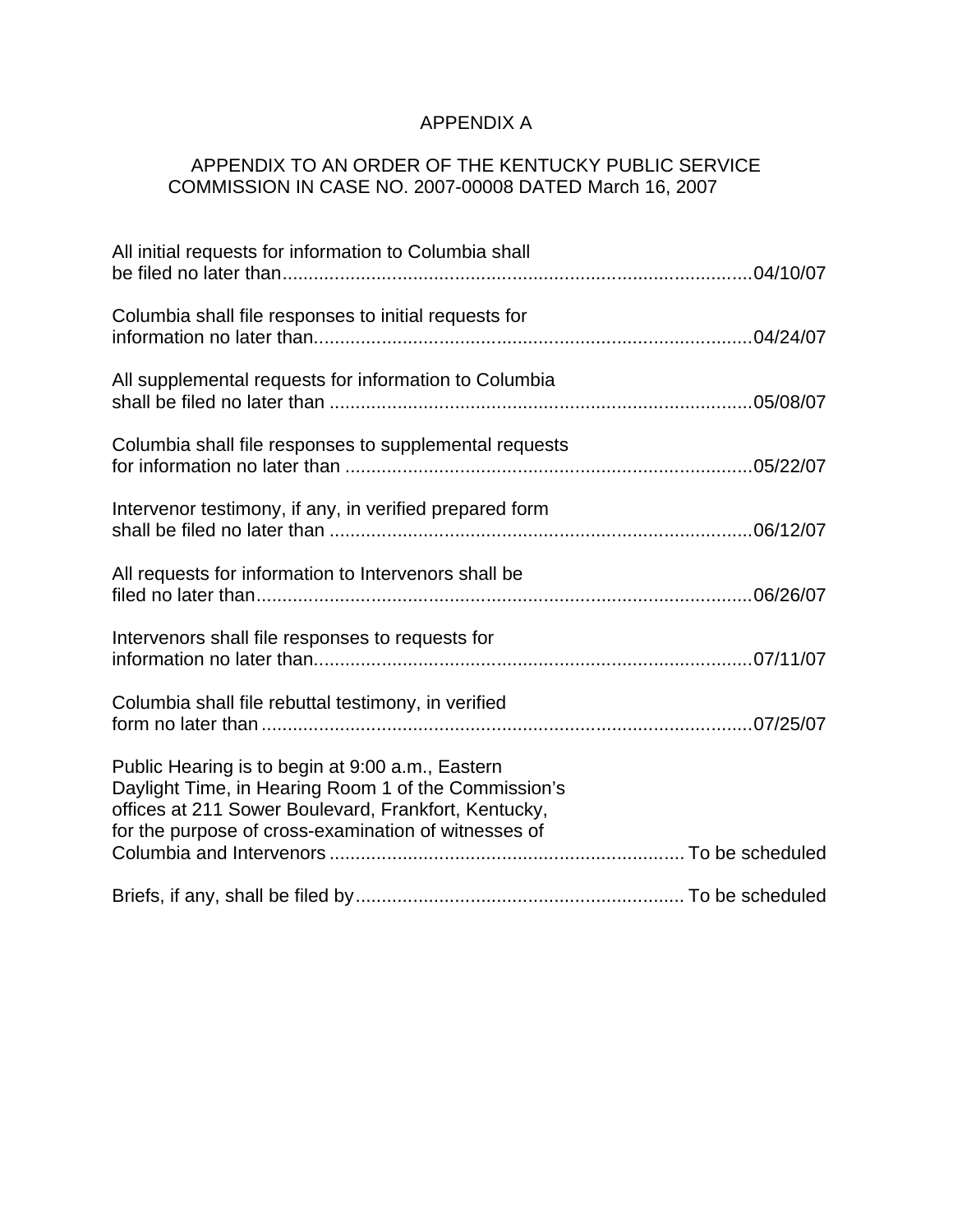APPENDIX A

APPENDIX TO AN ORDER OF THE KENTUCKY PUBLIC SERVICE COMMISSION IN CASE NO. 2007-00008 DATED March 16, 2007

All initial requests for information to Columbia shall be filed no later than........................................................................................04/10/07

Columbia shall file responses to initial requests for information no later than...................................................................................04/24/07

All supplemental requests for information to Columbia shall be filed no later than ................................................................................05/08/07

Columbia shall file responses to supplemental requests for information no later than .............................................................................05/22/07

Intervenor testimony, if any, in verified prepared form shall be filed no later than ................................................................................06/12/07

All requests for information to Intervenors shall be filed no later than..............................................................................................06/26/07

Intervenors shall file responses to requests for information no later than...................................................................................07/11/07

Columbia shall file rebuttal testimony, in verified form no later than ............................................................................................07/25/07

Public Hearing is to begin at 9:00 a.m., Eastern Daylight Time, in Hearing Room 1 of the Commission's offices at 211 Sower Boulevard, Frankfort, Kentucky, for the purpose of cross-examination of witnesses of Columbia and Intervenors ................................................................... To be scheduled

Briefs, if any, shall be filed by.............................................................. To be scheduled